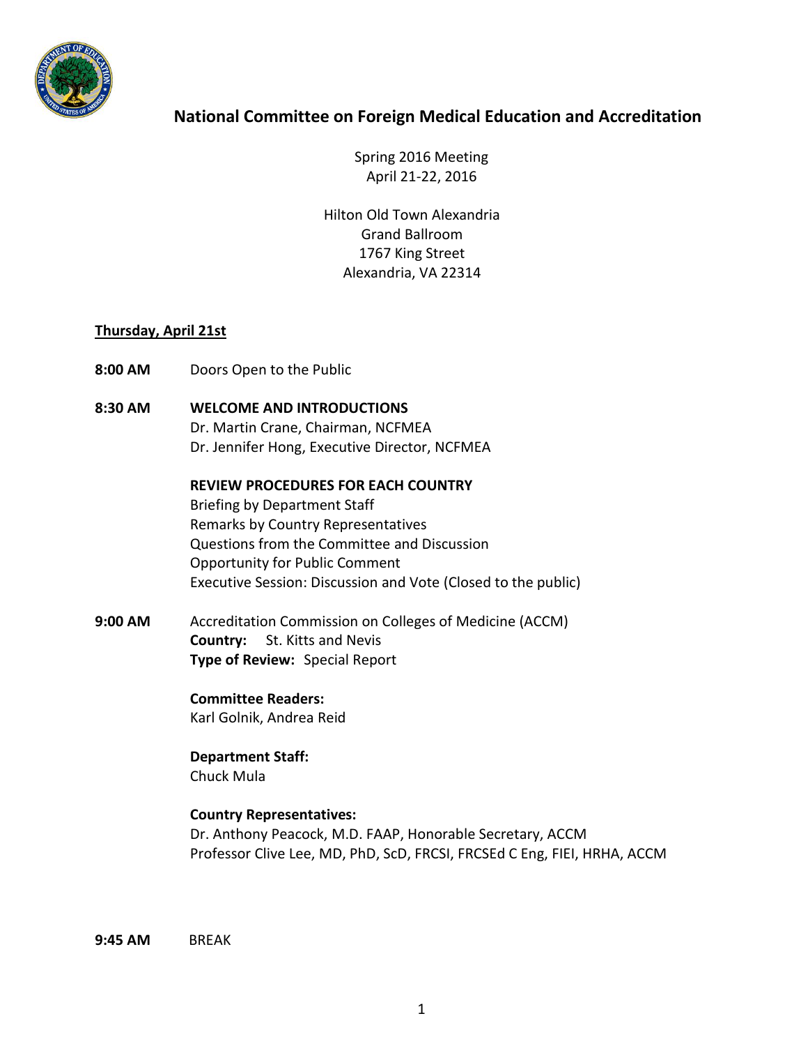# National Committee on Foreign Medical Education and Accreditation

Spring 2016 Meeting
April 21-22, 2016

Hilton Old Town Alexandria
Grand Ballroom
1767 King Street
Alexandria, VA 22314

## Thursday, April 21st

**8:00 AM** Doors Open to the Public

**8:30 AM** **WELCOME AND INTRODUCTIONS**
Dr. Martin Crane, Chairman, NCFMEA
Dr. Jennifer Hong, Executive Director, NCFMEA

**REVIEW PROCEDURES FOR EACH COUNTRY**
Briefing by Department Staff
Remarks by Country Representatives
Questions from the Committee and Discussion
Opportunity for Public Comment
Executive Session: Discussion and Vote (Closed to the public)

**9:00 AM** Accreditation Commission on Colleges of Medicine (ACCM)
**Country:** St. Kitts and Nevis
**Type of Review:** Special Report

**Committee Readers:**
Karl Golnik, Andrea Reid

**Department Staff:**
Chuck Mula

**Country Representatives:**
Dr. Anthony Peacock, M.D. FAAP, Honorable Secretary, ACCM
Professor Clive Lee, MD, PhD, ScD, FRCSI, FRCSEd C Eng, FIEI, HRHA, ACCM

**9:45 AM** BREAK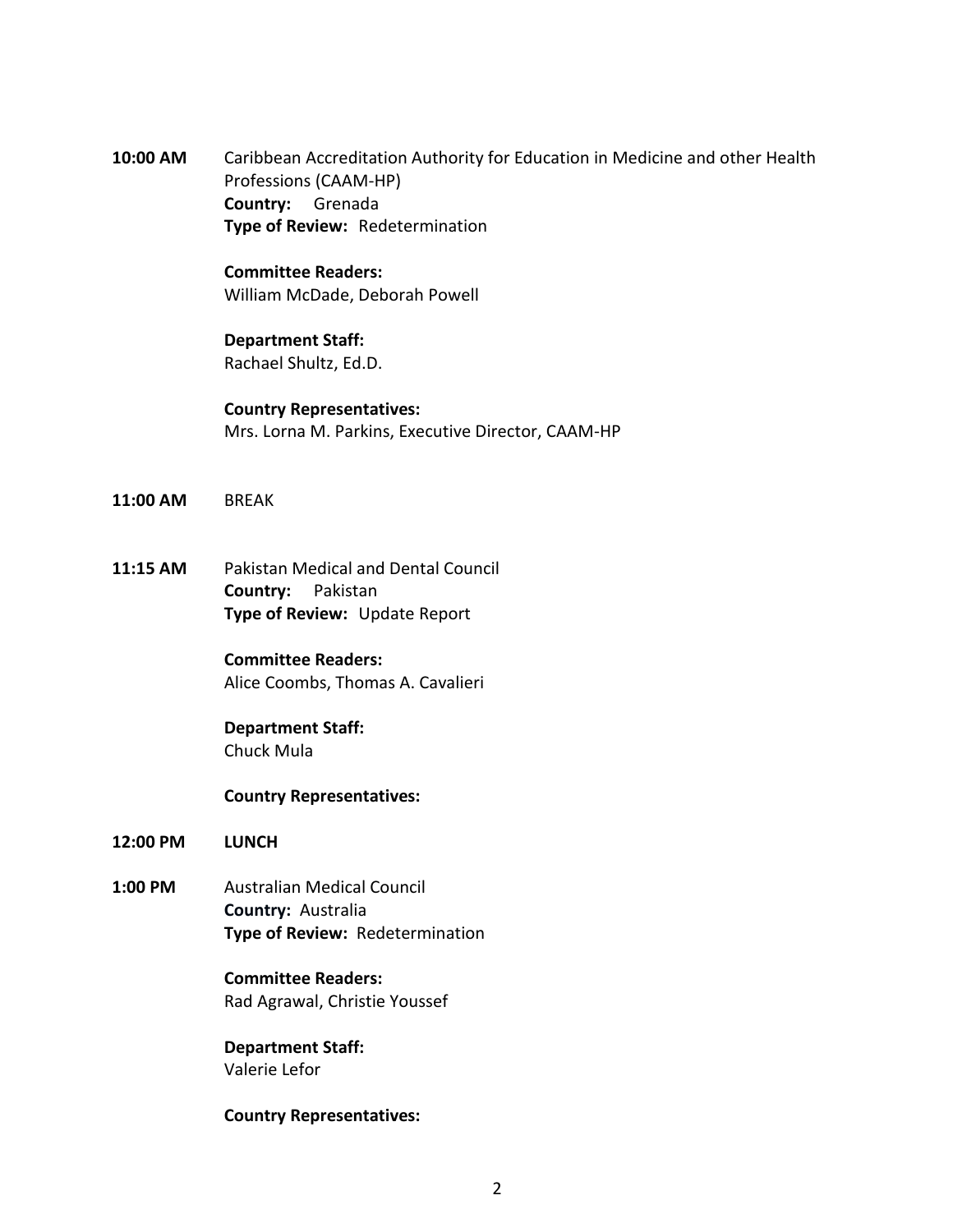**10:00 AM** Caribbean Accreditation Authority for Education in Medicine and other Health Professions (CAAM-HP)
**Country:** Grenada
**Type of Review:** Redetermination

**Committee Readers:**
William McDade, Deborah Powell

**Department Staff:**
Rachael Shultz, Ed.D.

**Country Representatives:**
Mrs. Lorna M. Parkins, Executive Director, CAAM-HP

**11:00 AM** BREAK

**11:15 AM** Pakistan Medical and Dental Council
**Country:** Pakistan
**Type of Review:** Update Report

**Committee Readers:**
Alice Coombs, Thomas A. Cavalieri

**Department Staff:**
Chuck Mula

**Country Representatives:**

**12:00 PM** **LUNCH**

**1:00 PM** Australian Medical Council
**Country:** Australia
**Type of Review:** Redetermination

**Committee Readers:**
Rad Agrawal, Christie Youssef

**Department Staff:**
Valerie Lefor

**Country Representatives:**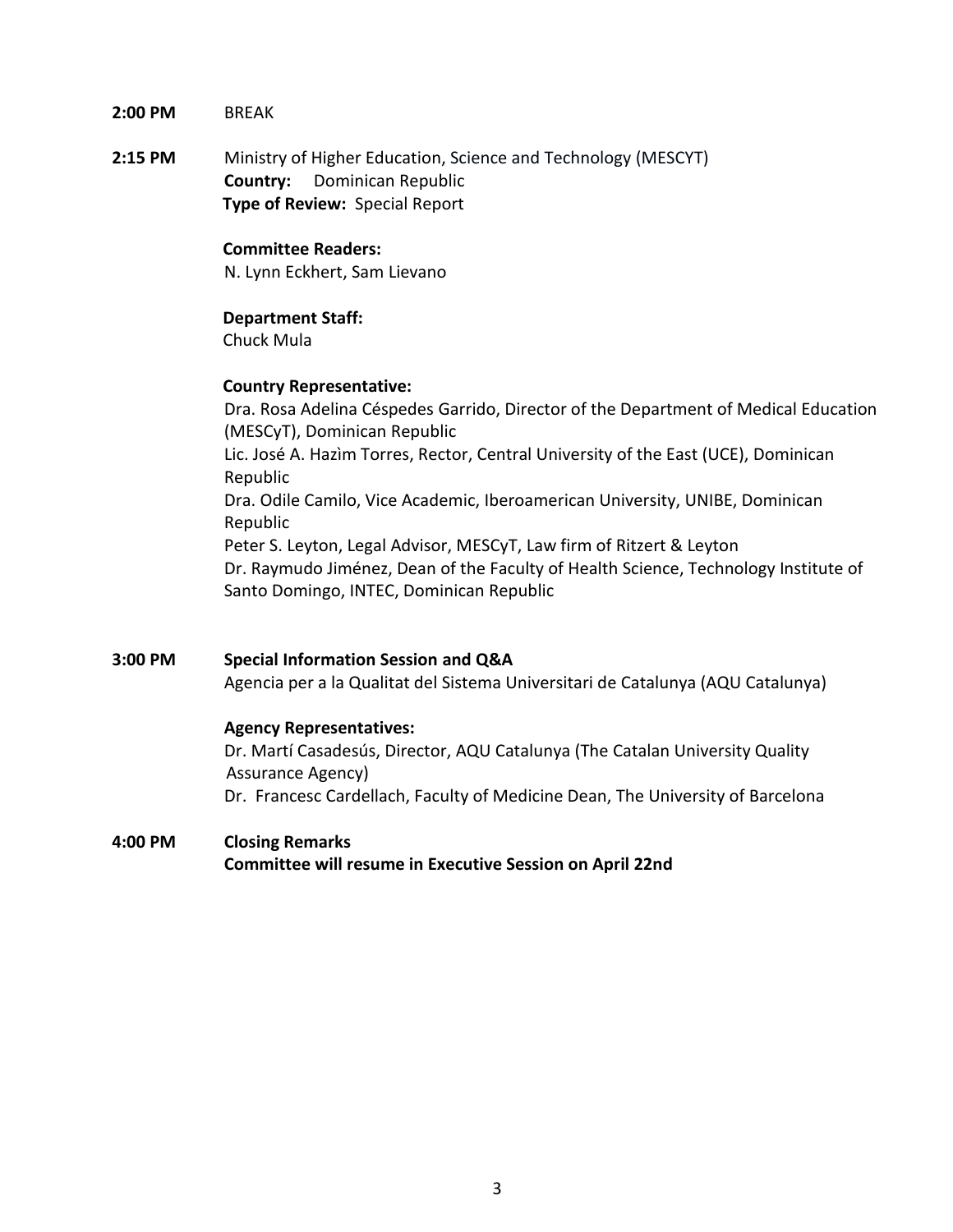**2:00 PM** BREAK

**2:15 PM** Ministry of Higher Education, Science and Technology (MESCYT)
**Country:** Dominican Republic
**Type of Review:** Special Report

**Committee Readers:**
N. Lynn Eckhert, Sam Lievano

**Department Staff:**
Chuck Mula

**Country Representative:**
Dra. Rosa Adelina Céspedes Garrido, Director of the Department of Medical Education (MESCyT), Dominican Republic
Lic. José A. Hazìm Torres, Rector, Central University of the East (UCE), Dominican Republic
Dra. Odile Camilo, Vice Academic, Iberoamerican University, UNIBE, Dominican Republic
Peter S. Leyton, Legal Advisor, MESCyT, Law firm of Ritzert & Leyton
Dr. Raymudo Jiménez, Dean of the Faculty of Health Science, Technology Institute of Santo Domingo, INTEC, Dominican Republic

**3:00 PM** **Special Information Session and Q&A**
Agencia per a la Qualitat del Sistema Universitari de Catalunya (AQU Catalunya)

**Agency Representatives:**
Dr. Martí Casadesús, Director, AQU Catalunya (The Catalan University Quality Assurance Agency)
Dr. Francesc Cardellach, Faculty of Medicine Dean, The University of Barcelona

**4:00 PM** **Closing Remarks**
**Committee will resume in Executive Session on April 22nd**